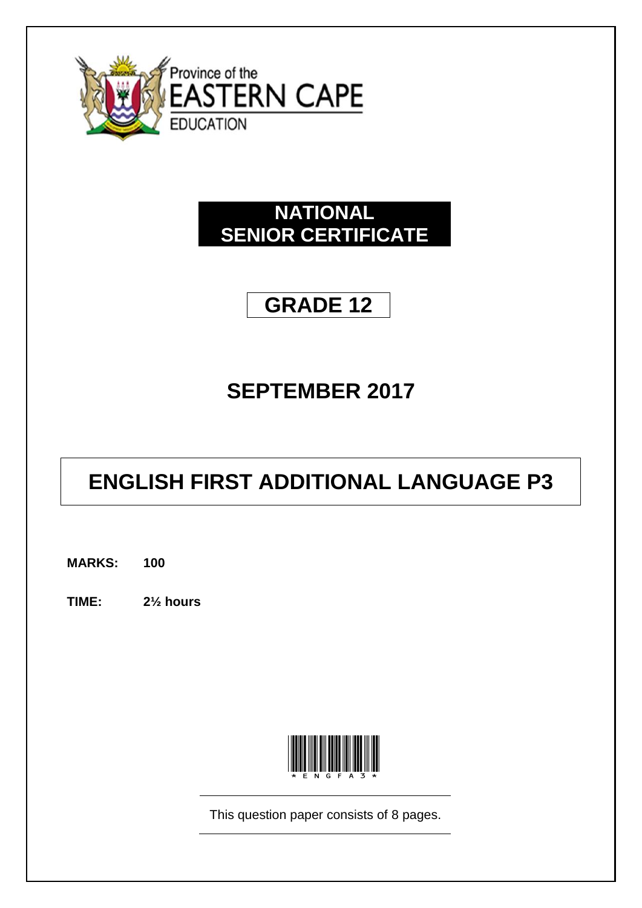Province of the
EASTERN CAPE
EDUCATION

# NATIONAL SENIOR CERTIFICATE

## GRADE 12

## SEPTEMBER 2017

# ENGLISH FIRST ADDITIONAL LANGUAGE P3

**MARKS: 100**

**TIME: 2½ hours**

*ENGFA3*

This question paper consists of 8 pages.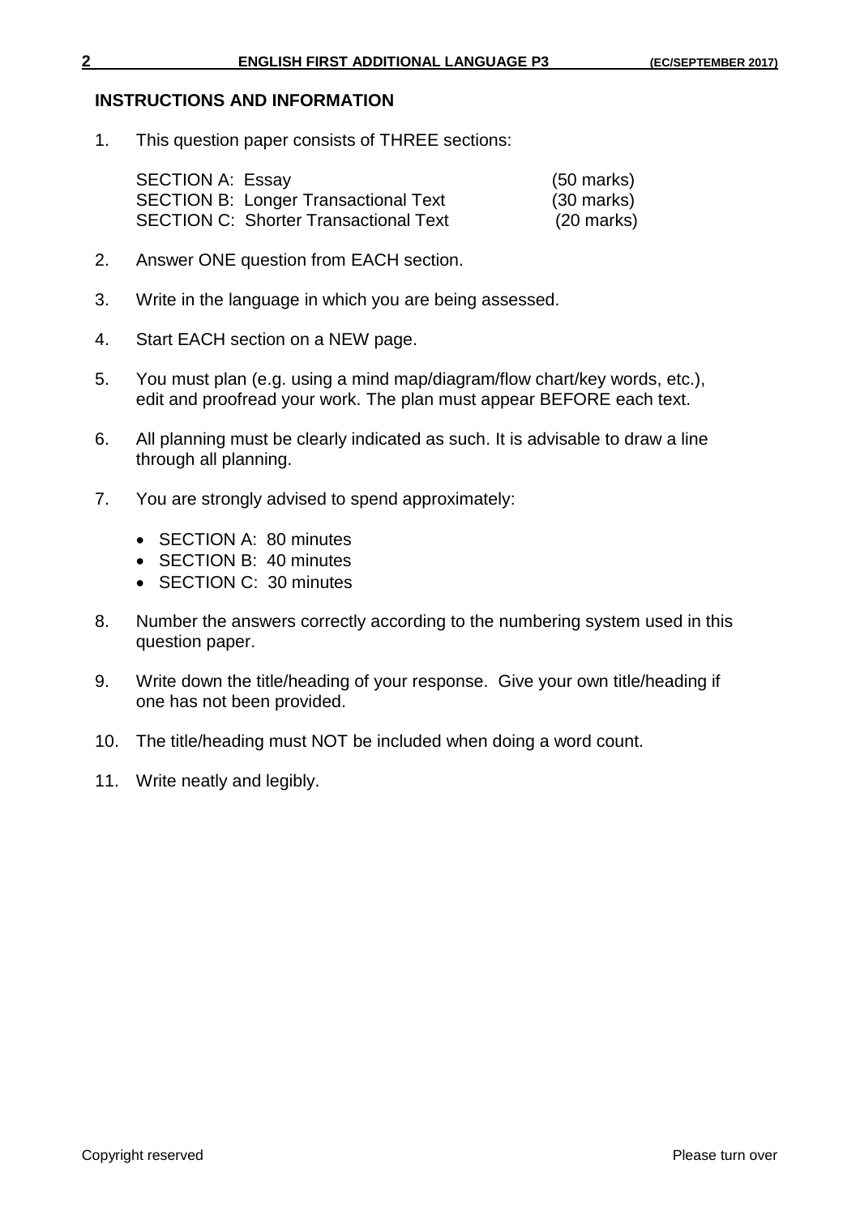## INSTRUCTIONS AND INFORMATION

1. This question paper consists of THREE sections:

   | | |
   |---|---|
   | SECTION A: Essay | (50 marks) |
   | SECTION B: Longer Transactional Text | (30 marks) |
   | SECTION C: Shorter Transactional Text | (20 marks) |

2. Answer ONE question from EACH section.

3. Write in the language in which you are being assessed.

4. Start EACH section on a NEW page.

5. You must plan (e.g. using a mind map/diagram/flow chart/key words, etc.), edit and proofread your work. The plan must appear BEFORE each text.

6. All planning must be clearly indicated as such. It is advisable to draw a line through all planning.

7. You are strongly advised to spend approximately:

   - SECTION A: 80 minutes
   - SECTION B: 40 minutes
   - SECTION C: 30 minutes

8. Number the answers correctly according to the numbering system used in this question paper.

9. Write down the title/heading of your response. Give your own title/heading if one has not been provided.

10. The title/heading must NOT be included when doing a word count.

11. Write neatly and legibly.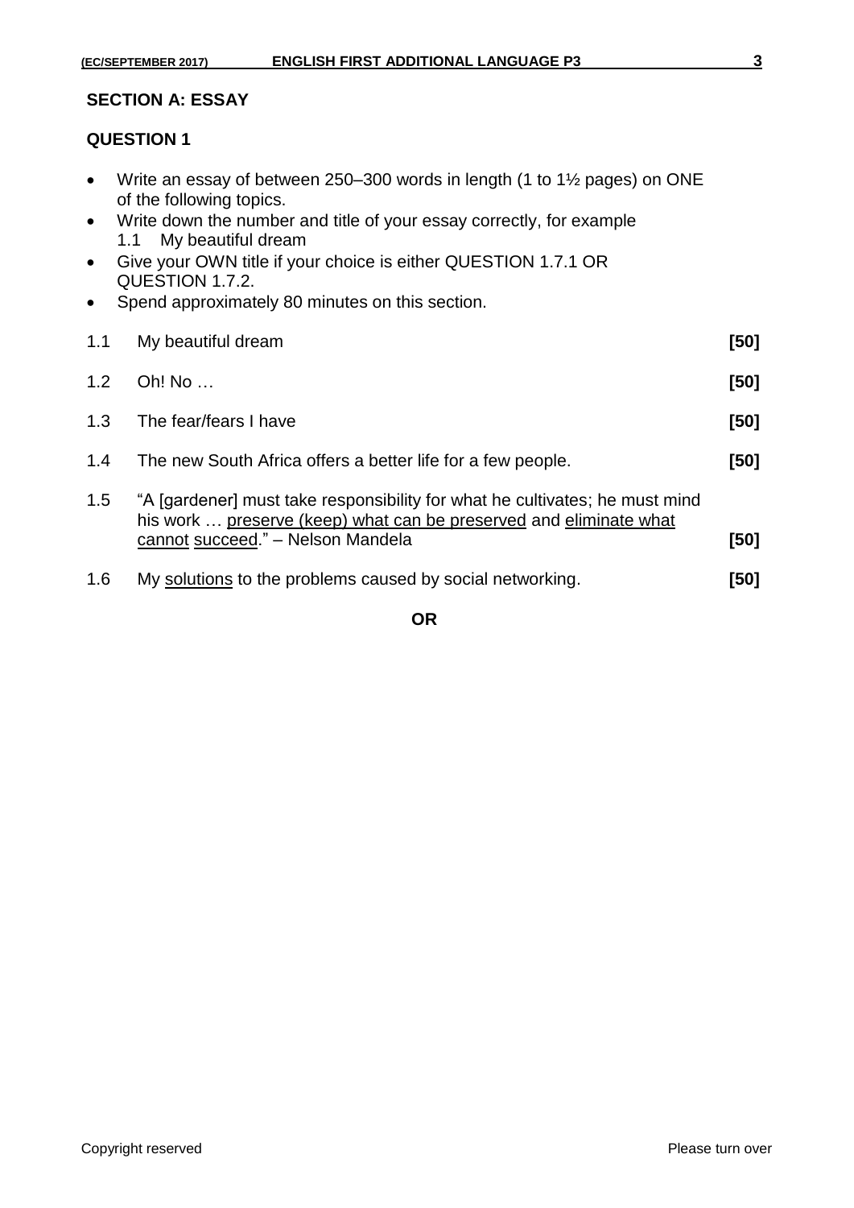## SECTION A: ESSAY

### QUESTION 1

- Write an essay of between 250–300 words in length (1 to 1½ pages) on ONE of the following topics.
- Write down the number and title of your essay correctly, for example
  1.1 My beautiful dream
- Give your OWN title if your choice is either QUESTION 1.7.1 OR QUESTION 1.7.2.
- Spend approximately 80 minutes on this section.

| | | |
|---|---|---|
| 1.1 | My beautiful dream | **[50]** |
| 1.2 | Oh! No … | **[50]** |
| 1.3 | The fear/fears I have | **[50]** |
| 1.4 | The new South Africa offers a better life for a few people. | **[50]** |
| 1.5 | "A [gardener] must take responsibility for what he cultivates; he must mind his work … <u>preserve (keep) what can be preserved</u> and <u>eliminate what cannot succeed</u>." – Nelson Mandela | **[50]** |
| 1.6 | My <u>solutions</u> to the problems caused by social networking. | **[50]** |

**OR**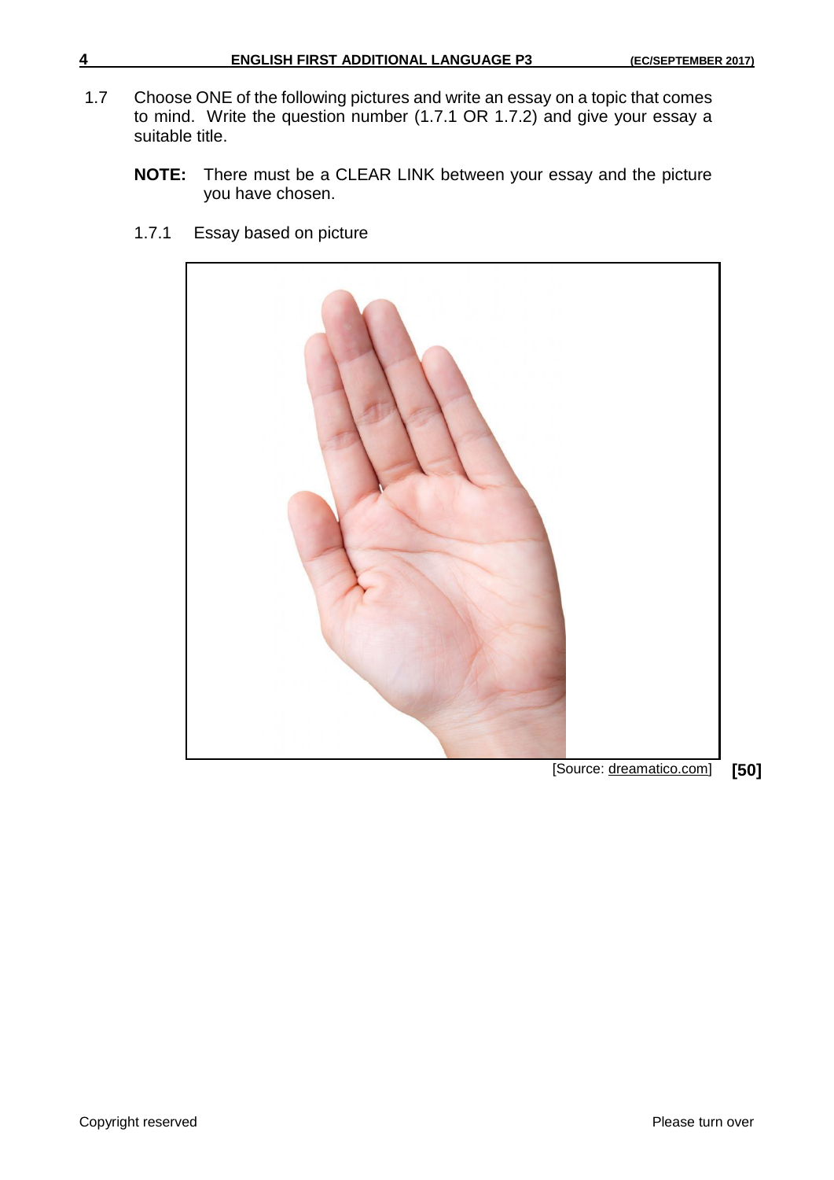1.7 Choose ONE of the following pictures and write an essay on a topic that comes to mind. Write the question number (1.7.1 OR 1.7.2) and give your essay a suitable title.

**NOTE:** There must be a CLEAR LINK between your essay and the picture you have chosen.

1.7.1 Essay based on picture

[Source: dreamatico.com] **[50]**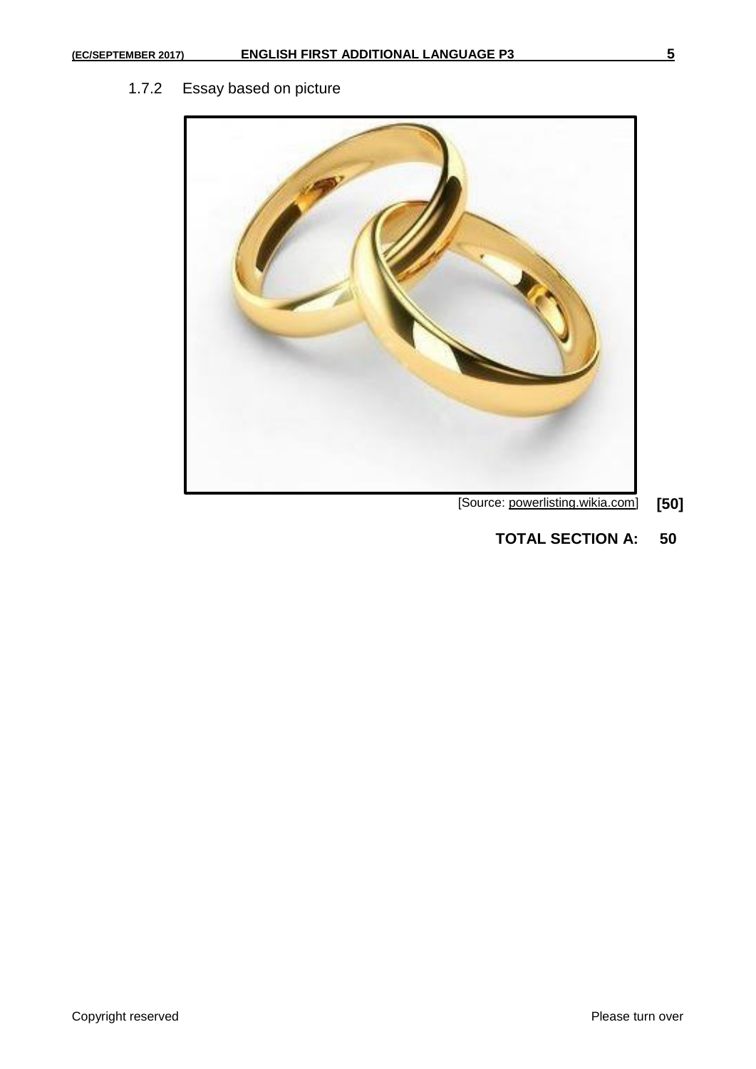1.7.2 Essay based on picture

[Source: powerlisting.wikia.com] **[50]**

**TOTAL SECTION A: 50**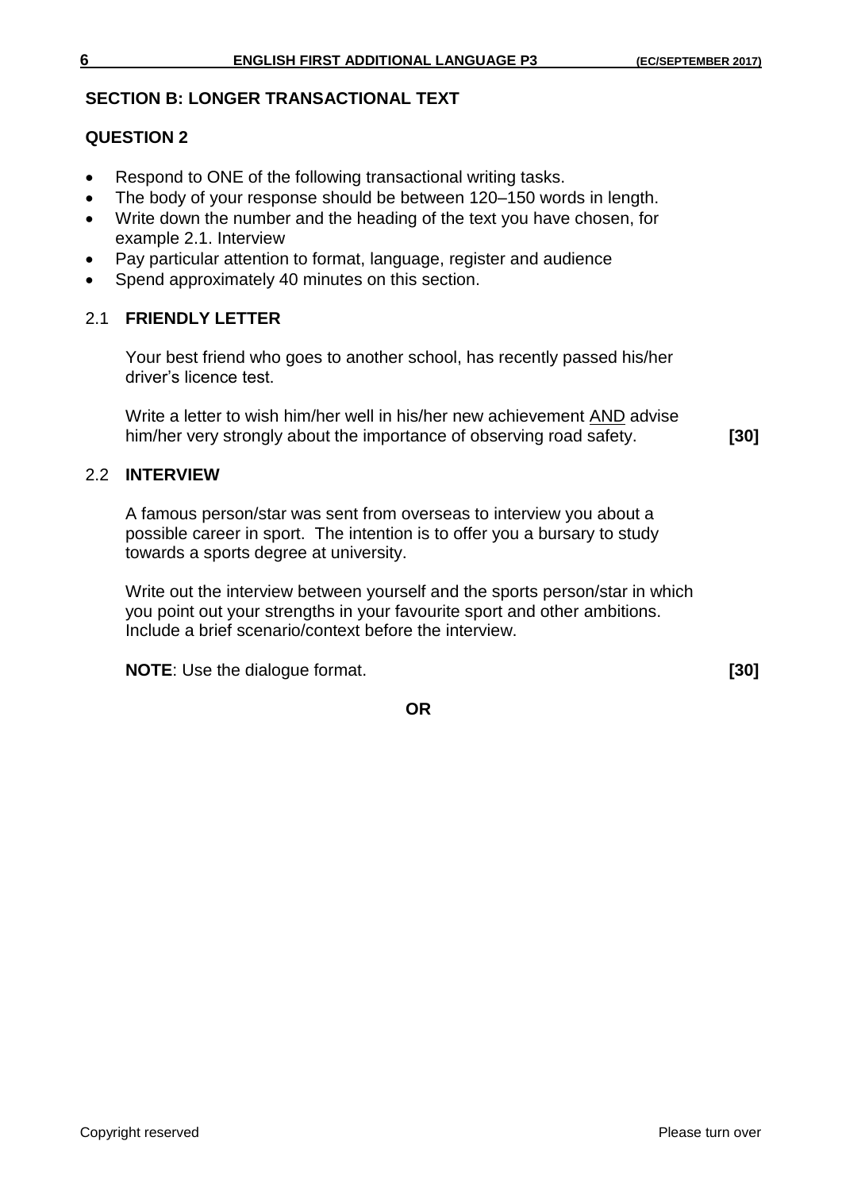## SECTION B: LONGER TRANSACTIONAL TEXT

### QUESTION 2

- Respond to ONE of the following transactional writing tasks.
- The body of your response should be between 120–150 words in length.
- Write down the number and the heading of the text you have chosen, for example 2.1. Interview
- Pay particular attention to format, language, register and audience
- Spend approximately 40 minutes on this section.

### 2.1 FRIENDLY LETTER

Your best friend who goes to another school, has recently passed his/her driver's licence test.

Write a letter to wish him/her well in his/her new achievement AND advise him/her very strongly about the importance of observing road safety. **[30]**

### 2.2 INTERVIEW

A famous person/star was sent from overseas to interview you about a possible career in sport. The intention is to offer you a bursary to study towards a sports degree at university.

Write out the interview between yourself and the sports person/star in which you point out your strengths in your favourite sport and other ambitions. Include a brief scenario/context before the interview.

**NOTE**: Use the dialogue format. **[30]**

**OR**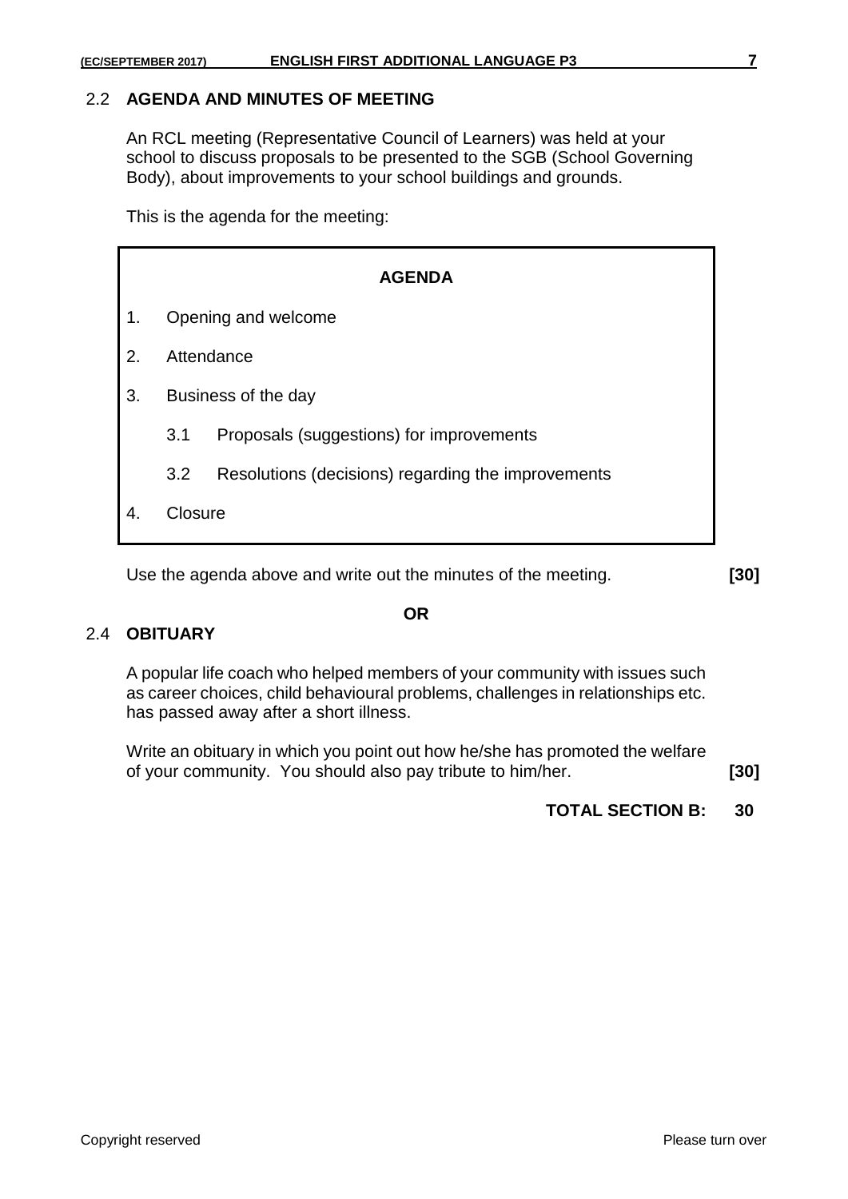## 2.2 AGENDA AND MINUTES OF MEETING

An RCL meeting (Representative Council of Learners) was held at your school to discuss proposals to be presented to the SGB (School Governing Body), about improvements to your school buildings and grounds.

This is the agenda for the meeting:

**AGENDA**

1. Opening and welcome
2. Attendance
3. Business of the day
   - 3.1 Proposals (suggestions) for improvements
   - 3.2 Resolutions (decisions) regarding the improvements
4. Closure

Use the agenda above and write out the minutes of the meeting. **[30]**

**OR**

## 2.4 OBITUARY

A popular life coach who helped members of your community with issues such as career choices, child behavioural problems, challenges in relationships etc. has passed away after a short illness.

Write an obituary in which you point out how he/she has promoted the welfare of your community. You should also pay tribute to him/her. **[30]**

**TOTAL SECTION B: 30**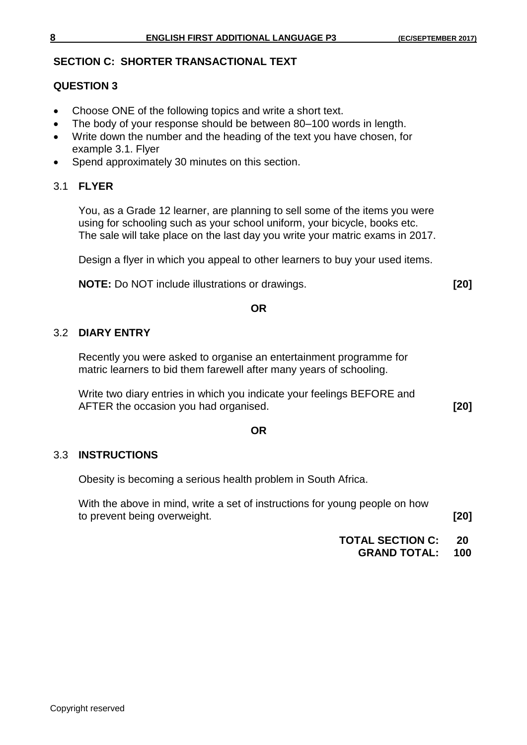## SECTION C: SHORTER TRANSACTIONAL TEXT

### QUESTION 3

- Choose ONE of the following topics and write a short text.
- The body of your response should be between 80–100 words in length.
- Write down the number and the heading of the text you have chosen, for example 3.1. Flyer
- Spend approximately 30 minutes on this section.

### 3.1 FLYER

You, as a Grade 12 learner, are planning to sell some of the items you were using for schooling such as your school uniform, your bicycle, books etc. The sale will take place on the last day you write your matric exams in 2017.

Design a flyer in which you appeal to other learners to buy your used items.

**NOTE:** Do NOT include illustrations or drawings. **[20]**

**OR**

### 3.2 DIARY ENTRY

Recently you were asked to organise an entertainment programme for matric learners to bid them farewell after many years of schooling.

Write two diary entries in which you indicate your feelings BEFORE and AFTER the occasion you had organised. **[20]**

**OR**

### 3.3 INSTRUCTIONS

Obesity is becoming a serious health problem in South Africa.

With the above in mind, write a set of instructions for young people on how to prevent being overweight. **[20]**

**TOTAL SECTION C: 20**
**GRAND TOTAL: 100**